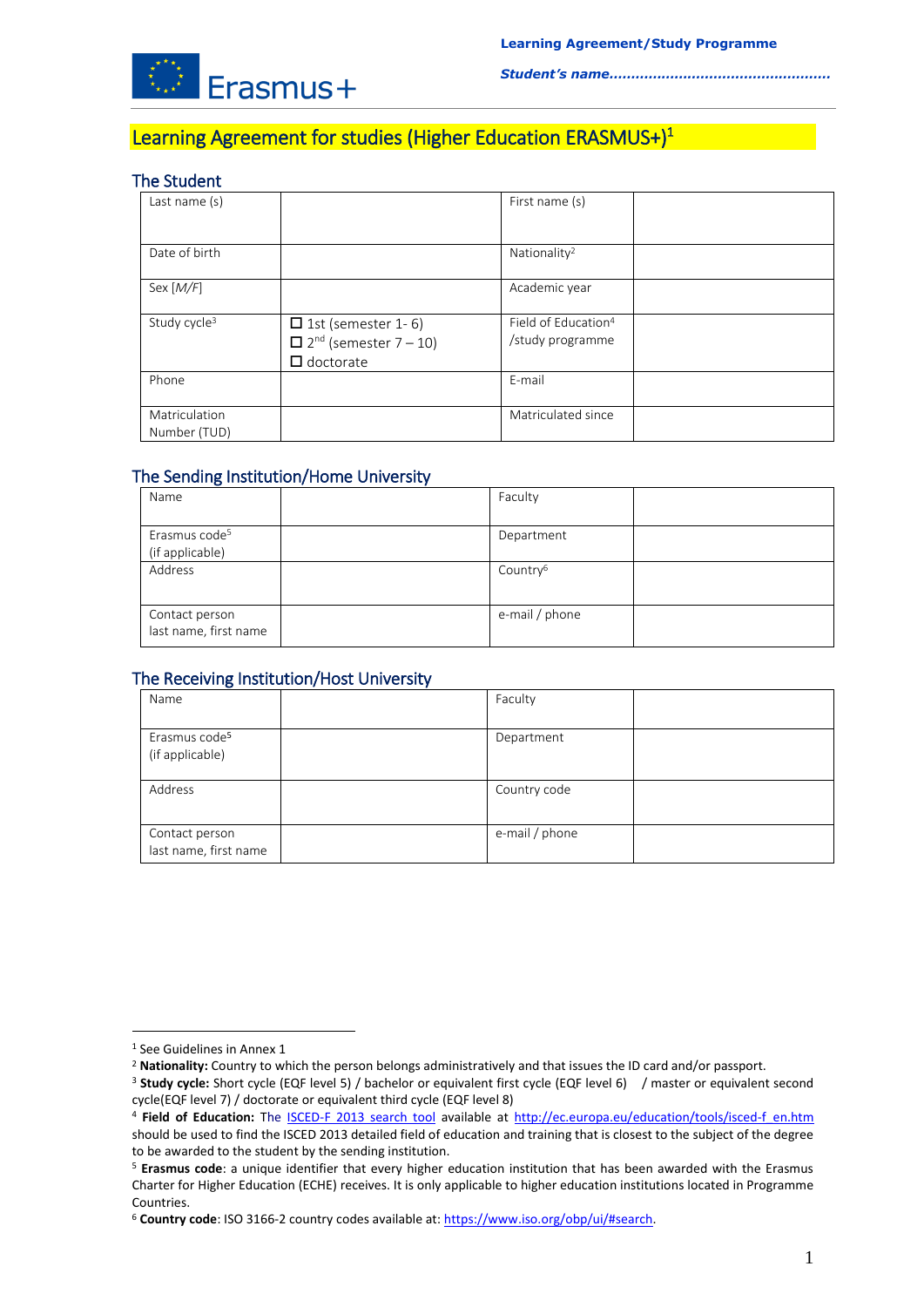# Learning Agreement for studies (Higher Education ERASMUS+)[1]

## The Student

| Last name (s) | | First name (s) | |
|---|---|---|---|
| Date of birth | | Nationality[2] | |
| Sex [*M/F*] | | Academic year | |
| Study cycle[3] | ☐ 1st (semester 1- 6)<br>☐ 2nd (semester 7 – 10)<br>☐ doctorate | Field of Education[4] /study programme | |
| Phone | | E-mail | |
| Matriculation Number (TUD) | | Matriculated since | |

## The Sending Institution/Home University

| Name | | Faculty | |
|---|---|---|---|
| Erasmus code[5] (if applicable) | | Department | |
| Address | | Country[6] | |
| Contact person last name, first name | | e-mail / phone | |

## The Receiving Institution/Host University

| Name | | Faculty | |
|---|---|---|---|
| Erasmus code[5] (if applicable) | | Department | |
| Address | | Country code | |
| Contact person last name, first name | | e-mail / phone | |

---

[1] See Guidelines in Annex 1

[2] **Nationality:** Country to which the person belongs administratively and that issues the ID card and/or passport.

[3] **Study cycle:** Short cycle (EQF level 5) / bachelor or equivalent first cycle (EQF level 6) / master or equivalent second cycle(EQF level 7) / doctorate or equivalent third cycle (EQF level 8)

[4] **Field of Education:** The ISCED-F 2013 search tool available at http://ec.europa.eu/education/tools/isced-f_en.htm should be used to find the ISCED 2013 detailed field of education and training that is closest to the subject of the degree to be awarded to the student by the sending institution.

[5] **Erasmus code**: a unique identifier that every higher education institution that has been awarded with the Erasmus Charter for Higher Education (ECHE) receives. It is only applicable to higher education institutions located in Programme Countries.

[6] **Country code**: ISO 3166-2 country codes available at: https://www.iso.org/obp/ui/#search.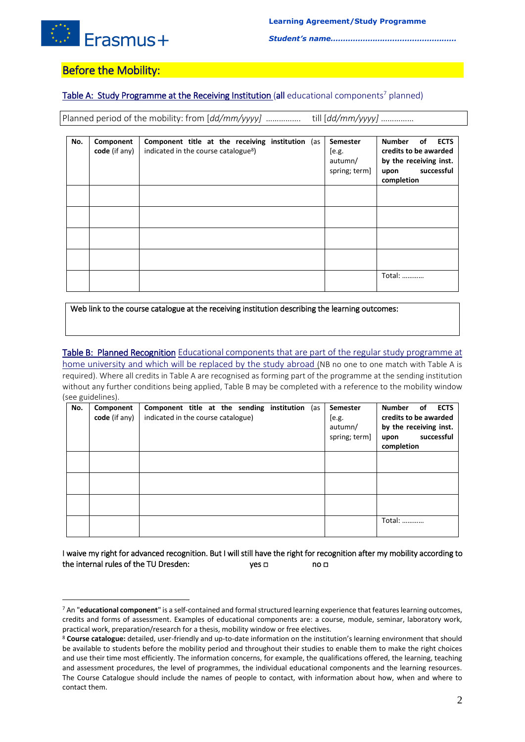## Before the Mobility:

**Table A: Study Programme at the Receiving Institution** (all educational components[7] planned)

Planned period of the mobility: from *[dd/mm/yyyy]* ................ till *[dd/mm/yyyy]* ..............

| No. | Component code (if any) | Component title at the receiving institution (as indicated in the course catalogue[8]) | Semester [e.g. autumn/ spring; term] | Number of ECTS credits to be awarded by the receiving inst. upon successful completion |
|---|---|---|---|---|
| | | | | |
| | | | | |
| | | | | |
| | | | | |
| | | | | Total: ………… |

Web link to the course catalogue at the receiving institution describing the learning outcomes:

**Table B: Planned Recognition** Educational components that are part of the regular study programme at home university and which will be replaced by the study abroad (NB no one to one match with Table A is required). Where all credits in Table A are recognised as forming part of the programme at the sending institution without any further conditions being applied, Table B may be completed with a reference to the mobility window (see guidelines).

| No. | Component code (if any) | Component title at the sending institution (as indicated in the course catalogue) | Semester [e.g. autumn/ spring; term] | Number of ECTS credits to be awarded by the receiving inst. upon successful completion |
|---|---|---|---|---|
| | | | | |
| | | | | |
| | | | | |
| | | | | Total: ………… |

I waive my right for advanced recognition. But I will still have the right for recognition after my mobility according to the internal rules of the TU Dresden: yes ◻ no ◻

[7] An "**educational component**" is a self-contained and formal structured learning experience that features learning outcomes, credits and forms of assessment. Examples of educational components are: a course, module, seminar, laboratory work, practical work, preparation/research for a thesis, mobility window or free electives.

[8] **Course catalogue:** detailed, user-friendly and up-to-date information on the institution's learning environment that should be available to students before the mobility period and throughout their studies to enable them to make the right choices and use their time most efficiently. The information concerns, for example, the qualifications offered, the learning, teaching and assessment procedures, the level of programmes, the individual educational components and the learning resources. The Course Catalogue should include the names of people to contact, with information about how, when and where to contact them.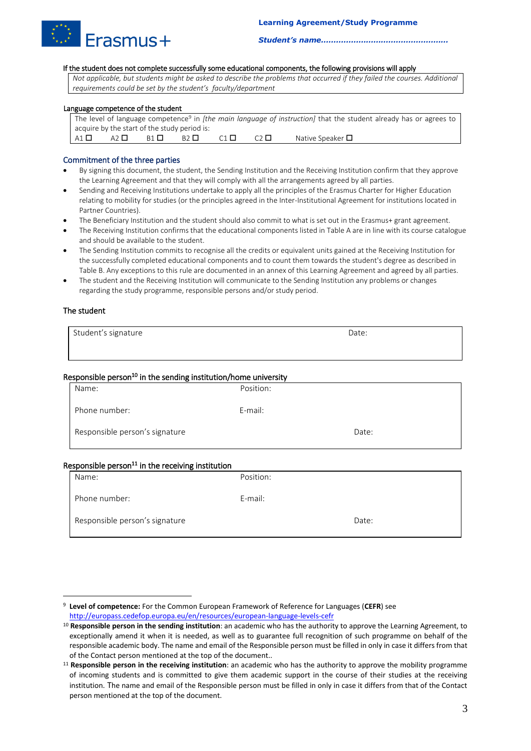If the student does not complete successfully some educational components, the following provisions will apply

| *Not applicable, but students might be asked to describe the problems that occurred if they failed the courses. Additional requirements could be set by the student's faculty/department* |
|---|

Language competence of the student

| The level of language competence[9] in *[the main language of instruction]* that the student already has or agrees to acquire by the start of the study period is: |
|---|
| A1 ☐ A2 ☐ B1 ☐ B2 ☐ C1 ☐ C2 ☐ Native Speaker ☐ |

## Commitment of the three parties

- By signing this document, the student, the Sending Institution and the Receiving Institution confirm that they approve the Learning Agreement and that they will comply with all the arrangements agreed by all parties.
- Sending and Receiving Institutions undertake to apply all the principles of the Erasmus Charter for Higher Education relating to mobility for studies (or the principles agreed in the Inter-Institutional Agreement for institutions located in Partner Countries).
- The Beneficiary Institution and the student should also commit to what is set out in the Erasmus+ grant agreement.
- The Receiving Institution confirms that the educational components listed in Table A are in line with its course catalogue and should be available to the student.
- The Sending Institution commits to recognise all the credits or equivalent units gained at the Receiving Institution for the successfully completed educational components and to count them towards the student's degree as described in Table B. Any exceptions to this rule are documented in an annex of this Learning Agreement and agreed by all parties.
- The student and the Receiving Institution will communicate to the Sending Institution any problems or changes regarding the study programme, responsible persons and/or study period.

The student

| Student's signature | Date: |
|---|---|

Responsible person[10] in the sending institution/home university

| Name: | Position: | |
|---|---|---|
| Phone number: | E-mail: | |
| Responsible person's signature | | Date: |

Responsible person[11] in the receiving institution

| Name: | Position: | |
|---|---|---|
| Phone number: | E-mail: | |
| Responsible person's signature | | Date: |

---

[9] **Level of competence:** For the Common European Framework of Reference for Languages (**CEFR**) see http://europass.cedefop.europa.eu/en/resources/european-language-levels-cefr

[10] **Responsible person in the sending institution**: an academic who has the authority to approve the Learning Agreement, to exceptionally amend it when it is needed, as well as to guarantee full recognition of such programme on behalf of the responsible academic body. The name and email of the Responsible person must be filled in only in case it differs from that of the Contact person mentioned at the top of the document..

[11] **Responsible person in the receiving institution**: an academic who has the authority to approve the mobility programme of incoming students and is committed to give them academic support in the course of their studies at the receiving institution. The name and email of the Responsible person must be filled in only in case it differs from that of the Contact person mentioned at the top of the document.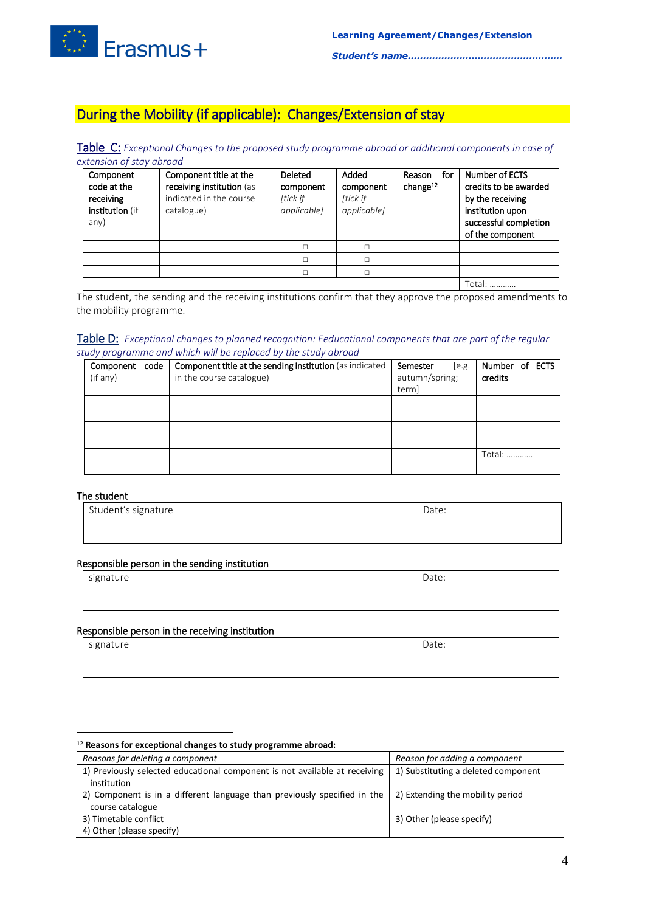## During the Mobility (if applicable): Changes/Extension of stay

**Table C:** *Exceptional Changes to the proposed study programme abroad or additional components in case of extension of stay abroad*

| Component code at the receiving institution (if any) | Component title at the receiving institution (as indicated in the course catalogue) | Deleted component *[tick if applicable]* | Added component *[tick if applicable]* | Reason for change[12] | Number of ECTS credits to be awarded by the receiving institution upon successful completion of the component |
|---|---|---|---|---|---|
| | | ☐ | ☐ | | |
| | | ☐ | ☐ | | |
| | | ☐ | ☐ | | |
| | | | | | Total: ………… |

The student, the sending and the receiving institutions confirm that they approve the proposed amendments to the mobility programme.

**Table D:** *Exceptional changes to planned recognition: Eeducational components that are part of the regular study programme and which will be replaced by the study abroad*

| Component code (if any) | Component title at the sending institution (as indicated in the course catalogue) | Semester [e.g. autumn/spring; term] | Number of ECTS credits |
|---|---|---|---|
| | | | |
| | | | |
| | | | Total: ………… |

The student

| Student's signature | Date: |
|---|---|
| | |

Responsible person in the sending institution

| signature | Date: |
|---|---|
| | |

Responsible person in the receiving institution

| signature | Date: |
|---|---|
| | |

[12] **Reasons for exceptional changes to study programme abroad:**

| *Reasons for deleting a component* | *Reason for adding a component* |
|---|---|
| 1) Previously selected educational component is not available at receiving institution | 1) Substituting a deleted component |
| 2) Component is in a different language than previously specified in the course catalogue | 2) Extending the mobility period |
| 3) Timetable conflict | 3) Other (please specify) |
| 4) Other (please specify) | |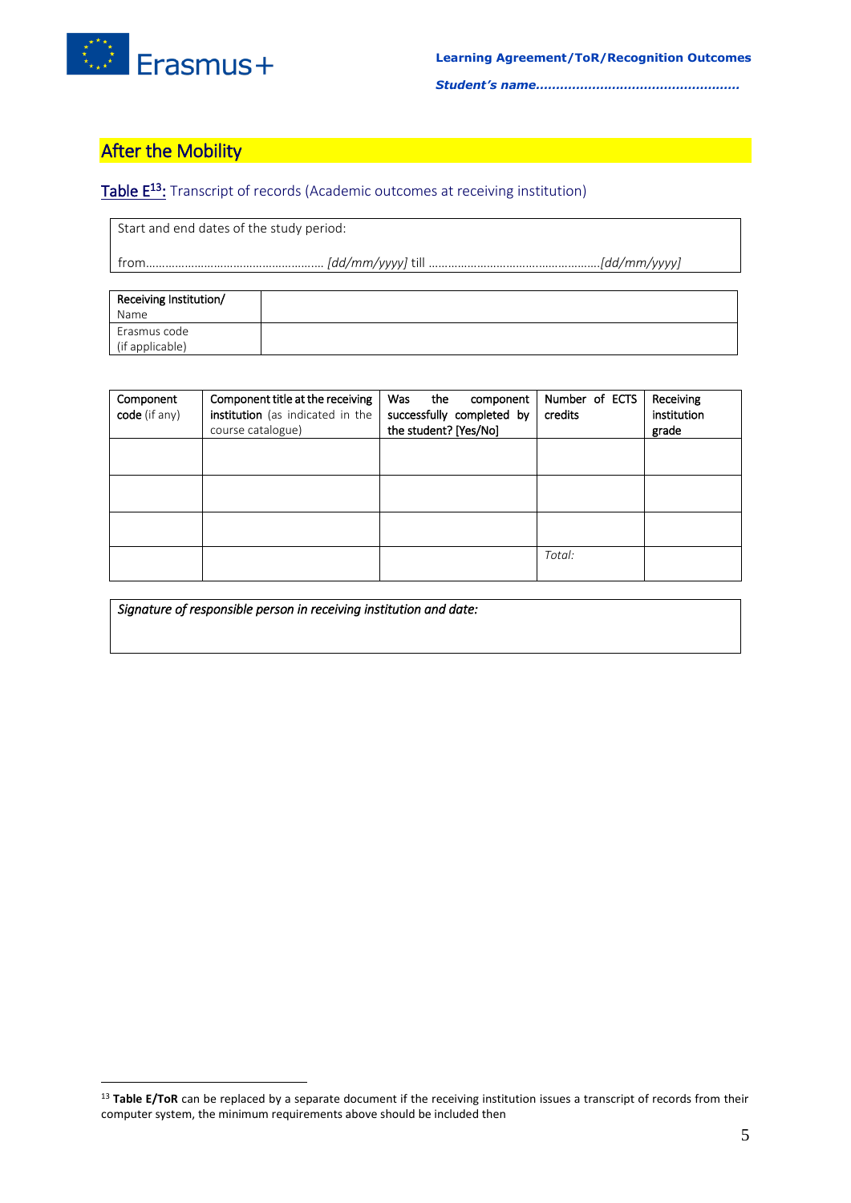## After the Mobility

**Table E[13]:** Transcript of records (Academic outcomes at receiving institution)

| Start and end dates of the study period: |
|---|
| from……………………………………………… *[dd/mm/yyyy]* till ……………………………………………*[dd/mm/yyyy]* |

| Receiving Institution/ Name | |
|---|---|
| Erasmus code (if applicable) | |

| Component code (if any) | Component title at the receiving institution (as indicated in the course catalogue) | Was the component successfully completed by the student? [Yes/No] | Number of ECTS credits | Receiving institution grade |
|---|---|---|---|---|
| | | | | |
| | | | | |
| | | | | |
| | | | *Total:* | |

| *Signature of responsible person in receiving institution and date:* |
|---|
| |

[13] **Table E/ToR** can be replaced by a separate document if the receiving institution issues a transcript of records from their computer system, the minimum requirements above should be included then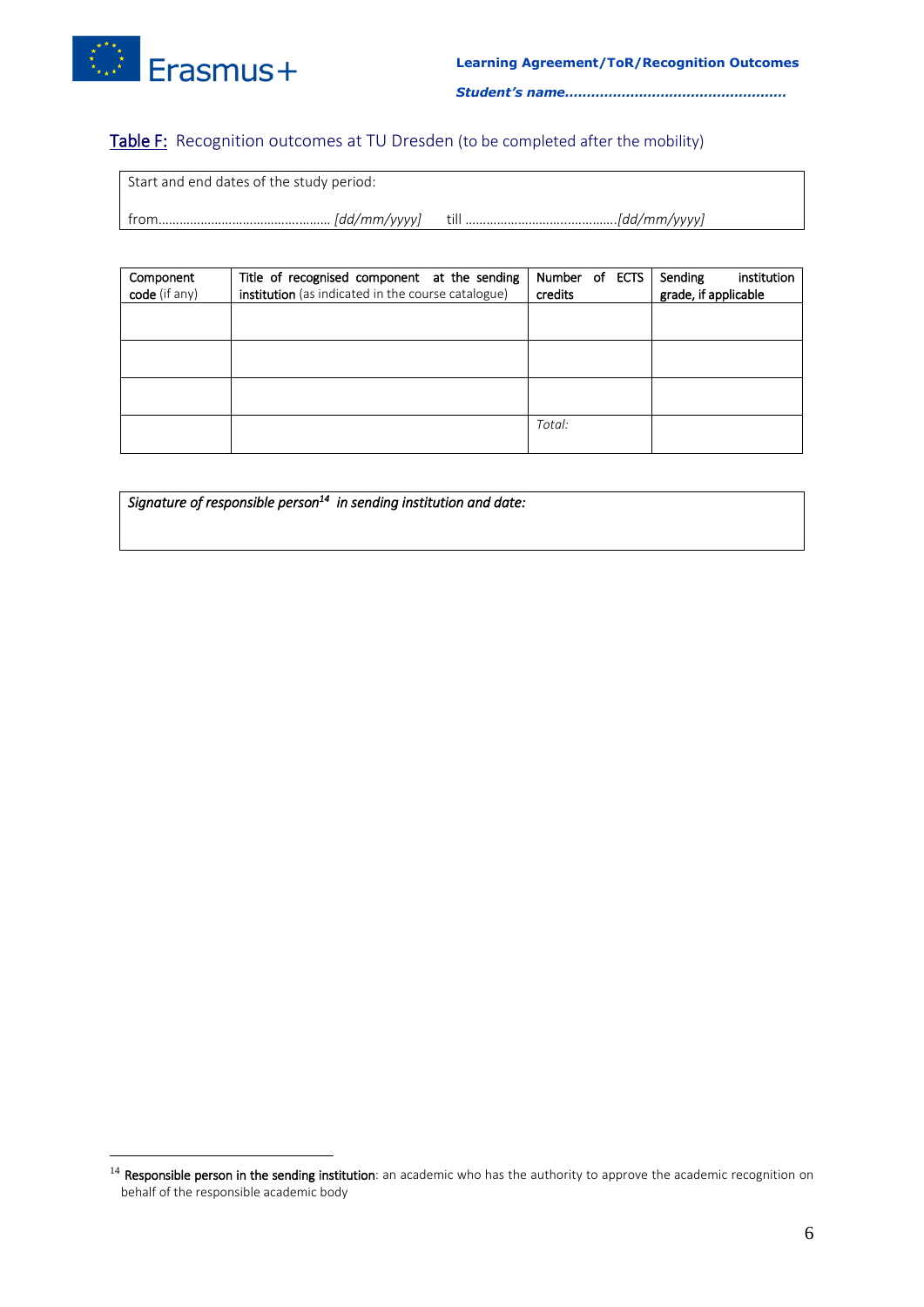### Table F: Recognition outcomes at TU Dresden (to be completed after the mobility)

Start and end dates of the study period:

from................................................ [dd/mm/yyyy] till ..........................................[dd/mm/yyyy]

| Component code (if any) | Title of recognised component at the sending institution (as indicated in the course catalogue) | Number of ECTS credits | Sending institution grade, if applicable |
|---|---|---|---|
| | | | |
| | | | |
| | | | |
| | | *Total:* | |

*Signature of responsible person[14] in sending institution and date:*

[14] **Responsible person in the sending institution**: an academic who has the authority to approve the academic recognition on behalf of the responsible academic body